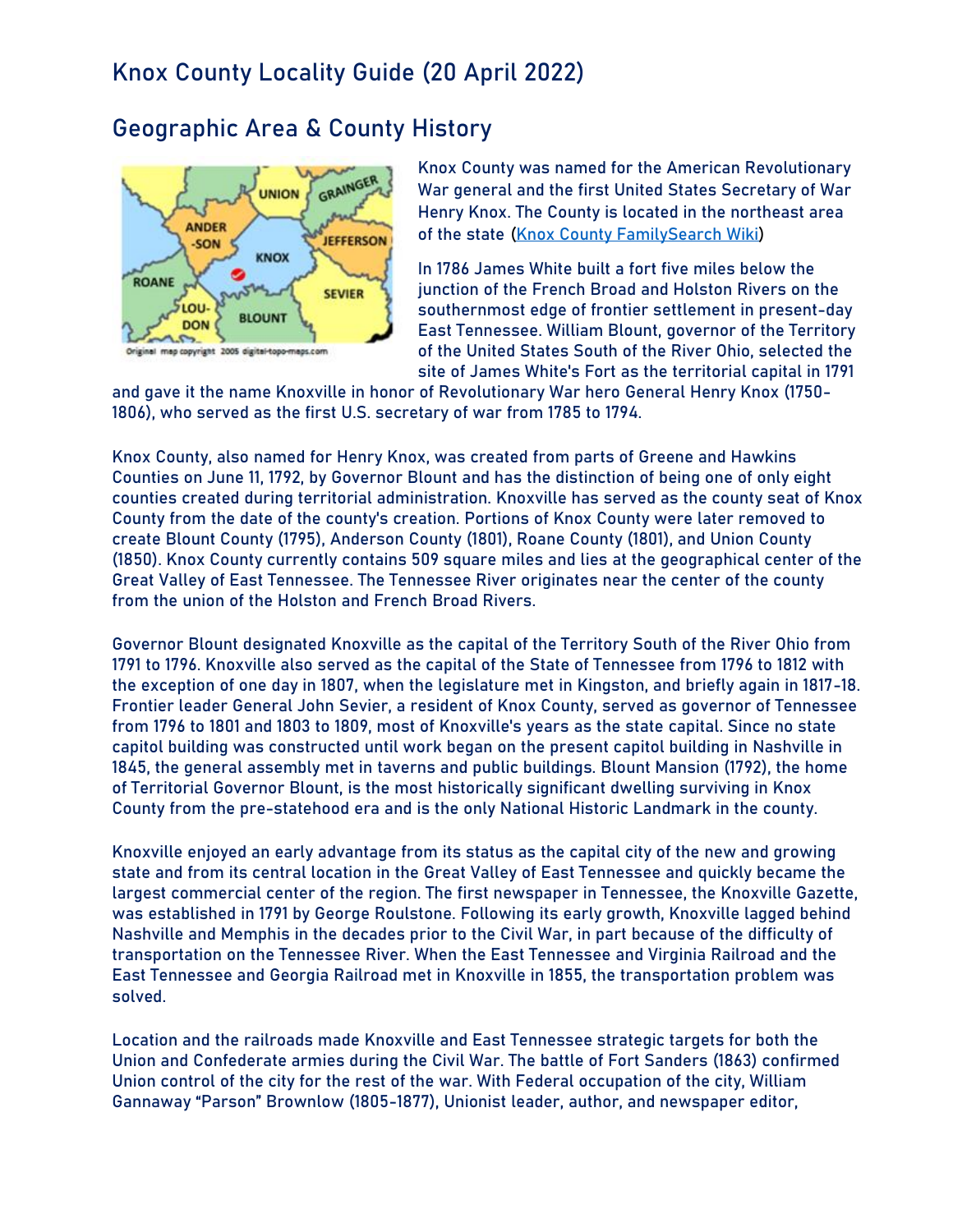# Knox County Locality Guide (20 April 2022)

## Geographic Area & County History

Knox County was named for the American Revolutionary War general and the first United States Secretary of War Henry Knox. The County is located in the northeast area of the state ([Knox County FamilySearch Wiki](Knox County FamilySearch Wiki))

In 1786 James White built a fort five miles below the junction of the French Broad and Holston Rivers on the southernmost edge of frontier settlement in present-day East Tennessee. William Blount, governor of the Territory of the United States South of the River Ohio, selected the site of James White's Fort as the territorial capital in 1791 and gave it the name Knoxville in honor of Revolutionary War hero General Henry Knox (1750-1806), who served as the first U.S. secretary of war from 1785 to 1794.

Knox County, also named for Henry Knox, was created from parts of Greene and Hawkins Counties on June 11, 1792, by Governor Blount and has the distinction of being one of only eight counties created during territorial administration. Knoxville has served as the county seat of Knox County from the date of the county's creation. Portions of Knox County were later removed to create Blount County (1795), Anderson County (1801), Roane County (1801), and Union County (1850). Knox County currently contains 509 square miles and lies at the geographical center of the Great Valley of East Tennessee. The Tennessee River originates near the center of the county from the union of the Holston and French Broad Rivers.

Governor Blount designated Knoxville as the capital of the Territory South of the River Ohio from 1791 to 1796. Knoxville also served as the capital of the State of Tennessee from 1796 to 1812 with the exception of one day in 1807, when the legislature met in Kingston, and briefly again in 1817-18. Frontier leader General John Sevier, a resident of Knox County, served as governor of Tennessee from 1796 to 1801 and 1803 to 1809, most of Knoxville's years as the state capital. Since no state capitol building was constructed until work began on the present capitol building in Nashville in 1845, the general assembly met in taverns and public buildings. Blount Mansion (1792), the home of Territorial Governor Blount, is the most historically significant dwelling surviving in Knox County from the pre-statehood era and is the only National Historic Landmark in the county.

Knoxville enjoyed an early advantage from its status as the capital city of the new and growing state and from its central location in the Great Valley of East Tennessee and quickly became the largest commercial center of the region. The first newspaper in Tennessee, the Knoxville Gazette, was established in 1791 by George Roulstone. Following its early growth, Knoxville lagged behind Nashville and Memphis in the decades prior to the Civil War, in part because of the difficulty of transportation on the Tennessee River. When the East Tennessee and Virginia Railroad and the East Tennessee and Georgia Railroad met in Knoxville in 1855, the transportation problem was solved.

Location and the railroads made Knoxville and East Tennessee strategic targets for both the Union and Confederate armies during the Civil War. The battle of Fort Sanders (1863) confirmed Union control of the city for the rest of the war. With Federal occupation of the city, William Gannaway "Parson" Brownlow (1805-1877), Unionist leader, author, and newspaper editor,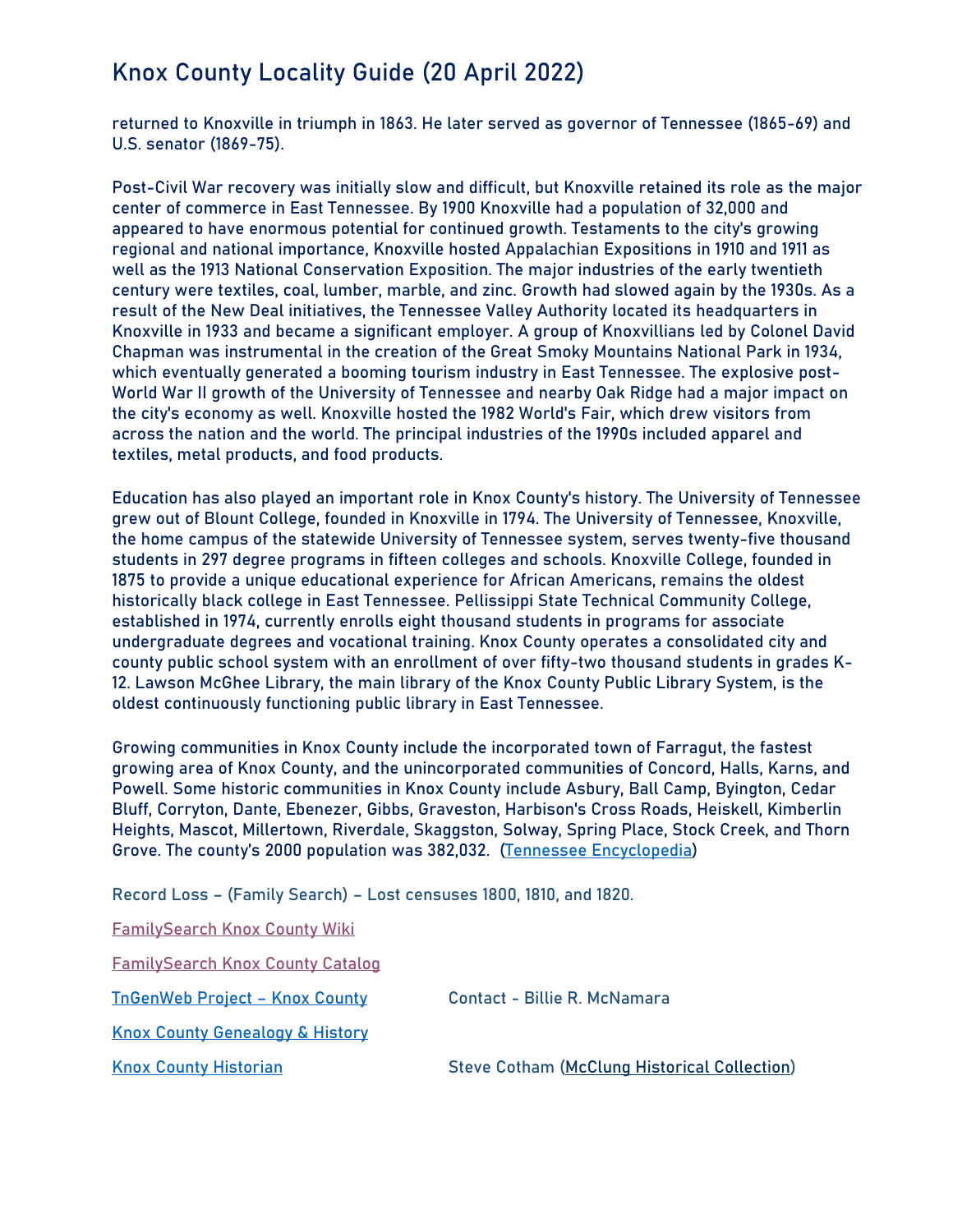returned to Knoxville in triumph in 1863. He later served as governor of Tennessee (1865-69) and U.S. senator (1869-75).

Post-Civil War recovery was initially slow and difficult, but Knoxville retained its role as the major center of commerce in East Tennessee. By 1900 Knoxville had a population of 32,000 and appeared to have enormous potential for continued growth. Testaments to the city's growing regional and national importance, Knoxville hosted Appalachian Expositions in 1910 and 1911 as well as the 1913 National Conservation Exposition. The major industries of the early twentieth century were textiles, coal, lumber, marble, and zinc. Growth had slowed again by the 1930s. As a result of the New Deal initiatives, the Tennessee Valley Authority located its headquarters in Knoxville in 1933 and became a significant employer. A group of Knoxvillians led by Colonel David Chapman was instrumental in the creation of the Great Smoky Mountains National Park in 1934, which eventually generated a booming tourism industry in East Tennessee. The explosive post-World War II growth of the University of Tennessee and nearby Oak Ridge had a major impact on the city's economy as well. Knoxville hosted the 1982 World's Fair, which drew visitors from across the nation and the world. The principal industries of the 1990s included apparel and textiles, metal products, and food products.

Education has also played an important role in Knox County's history. The University of Tennessee grew out of Blount College, founded in Knoxville in 1794. The University of Tennessee, Knoxville, the home campus of the statewide University of Tennessee system, serves twenty-five thousand students in 297 degree programs in fifteen colleges and schools. Knoxville College, founded in 1875 to provide a unique educational experience for African Americans, remains the oldest historically black college in East Tennessee. Pellissippi State Technical Community College, established in 1974, currently enrolls eight thousand students in programs for associate undergraduate degrees and vocational training. Knox County operates a consolidated city and county public school system with an enrollment of over fifty-two thousand students in grades K-12. Lawson McGhee Library, the main library of the Knox County Public Library System, is the oldest continuously functioning public library in East Tennessee.

Growing communities in Knox County include the incorporated town of Farragut, the fastest growing area of Knox County, and the unincorporated communities of Concord, Halls, Karns, and Powell. Some historic communities in Knox County include Asbury, Ball Camp, Byington, Cedar Bluff, Corryton, Dante, Ebenezer, Gibbs, Graveston, Harbison's Cross Roads, Heiskell, Kimberlin Heights, Mascot, Millertown, Riverdale, Skaggston, Solway, Spring Place, Stock Creek, and Thorn Grove. The county's 2000 population was 382,032. (Tennessee Encyclopedia)

Record Loss – (Family Search) – Lost censuses 1800, 1810, and 1820.

FamilySearch Knox County Wiki

FamilySearch Knox County Catalog

TnGenWeb Project – Knox County — Contact - Billie R. McNamara

Knox County Genealogy & History

Knox County Historian — Steve Cotham (McClung Historical Collection)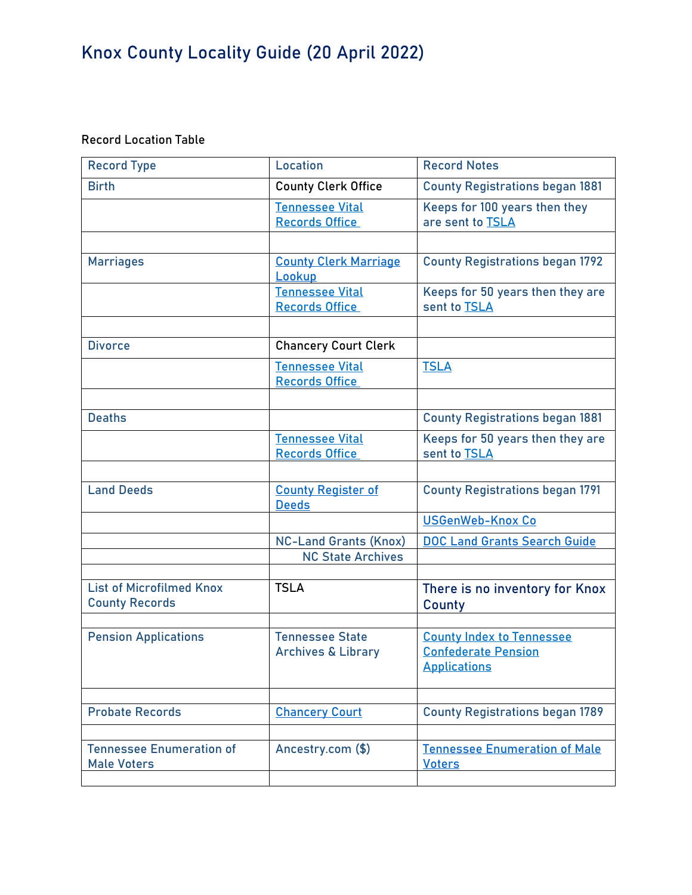# Knox County Locality Guide (20 April 2022)

Record Location Table

| Record Type | Location | Record Notes |
|---|---|---|
| Birth | County Clerk Office | County Registrations began 1881 |
| | Tennessee Vital Records Office | Keeps for 100 years then they are sent to TSLA |
| | | |
| Marriages | County Clerk Marriage Lookup | County Registrations began 1792 |
| | Tennessee Vital Records Office | Keeps for 50 years then they are sent to TSLA |
| | | |
| Divorce | Chancery Court Clerk | |
| | Tennessee Vital Records Office | TSLA |
| | | |
| Deaths | | County Registrations began 1881 |
| | Tennessee Vital Records Office | Keeps for 50 years then they are sent to TSLA |
| | | |
| Land Deeds | County Register of Deeds | County Registrations began 1791 |
| | | USGenWeb-Knox Co |
| | NC-Land Grants (Knox) | DOC Land Grants Search Guide |
| | NC State Archives | |
| | | |
| List of Microfilmed Knox County Records | TSLA | There is no inventory for Knox County |
| | | |
| Pension Applications | Tennessee State Archives & Library | County Index to Tennessee Confederate Pension Applications |
| | | |
| Probate Records | Chancery Court | County Registrations began 1789 |
| | | |
| Tennessee Enumeration of Male Voters | Ancestry.com ($) | Tennessee Enumeration of Male Voters |
| | | |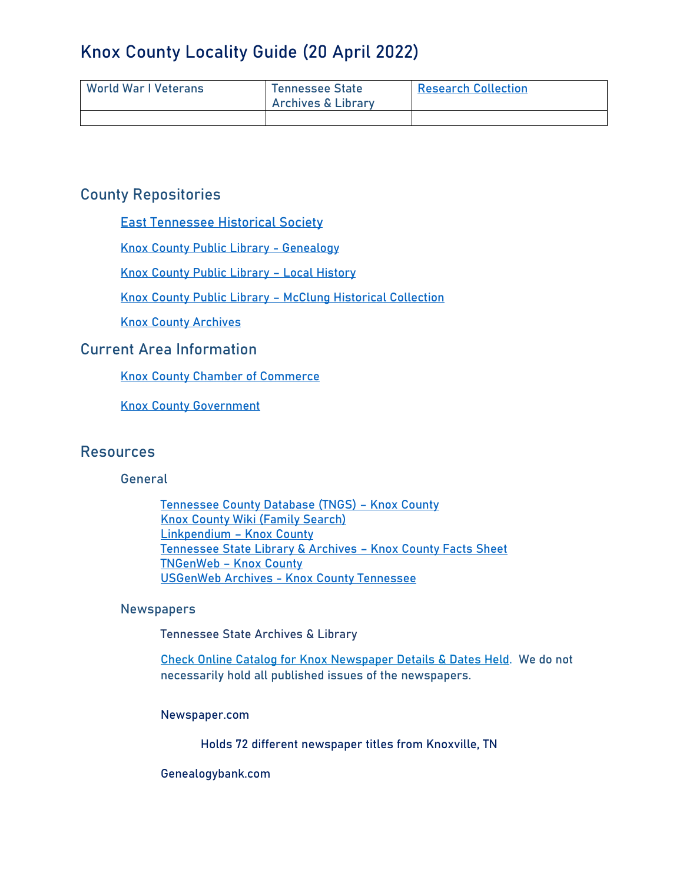# Knox County Locality Guide (20 April 2022)

| World War I Veterans | Tennessee State Archives & Library | Research Collection |
|---|---|---|
| | | |

## County Repositories

East Tennessee Historical Society

Knox County Public Library - Genealogy

Knox County Public Library – Local History

Knox County Public Library – McClung Historical Collection

Knox County Archives

## Current Area Information

Knox County Chamber of Commerce

Knox County Government

## Resources

### General

Tennessee County Database (TNGS) – Knox County
Knox County Wiki (Family Search)
Linkpendium – Knox County
Tennessee State Library & Archives – Knox County Facts Sheet
TNGenWeb – Knox County
USGenWeb Archives - Knox County Tennessee

### Newspapers

Tennessee State Archives & Library

Check Online Catalog for Knox Newspaper Details & Dates Held. We do not necessarily hold all published issues of the newspapers.

Newspaper.com

Holds 72 different newspaper titles from Knoxville, TN

Genealogybank.com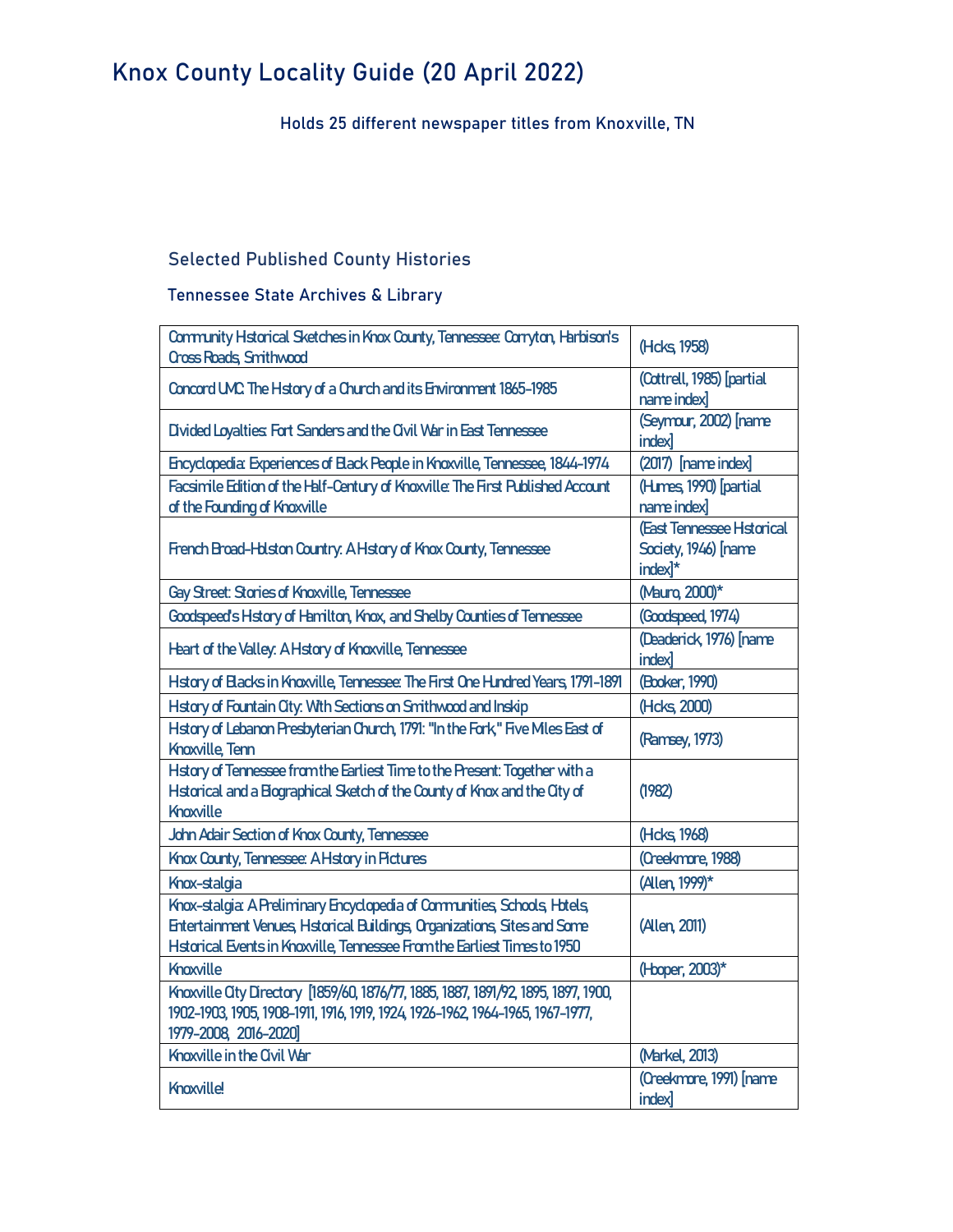# Knox County Locality Guide (20 April 2022)

Holds 25 different newspaper titles from Knoxville, TN

## Selected Published County Histories

### Tennessee State Archives & Library

| | |
|---|---|
| Community Historical Sketches in Knox County, Tennessee: Corryton, Harbison's Cross Roads, Smithwood | (Hicks, 1958) |
| Concord UMC: The History of a Church and its Environment 1865-1985 | (Cottrell, 1985) [partial name index] |
| Divided Loyalties: Fort Sanders and the Civil War in East Tennessee | (Seymour, 2002) [name index] |
| Encyclopedia: Experiences of Black People in Knoxville, Tennessee, 1844-1974 | (2017) [name index] |
| Facsimile Edition of the Half-Century of Knoxville: The First Published Account of the Founding of Knoxville | (Humes, 1990) [partial name index] |
| French Broad-Holston Country: A History of Knox County, Tennessee | (East Tennessee Historical Society, 1946) [name index]* |
| Gay Street: Stories of Knoxville, Tennessee | (Mauro, 2000)* |
| Goodspeed's History of Hamilton, Knox, and Shelby Counties of Tennessee | (Goodspeed, 1974) |
| Heart of the Valley: A History of Knoxville, Tennessee | (Deaderick, 1976) [name index] |
| History of Blacks in Knoxville, Tennessee: The First One Hundred Years, 1791-1891 | (Booker, 1990) |
| History of Fountain City: With Sections on Smithwood and Inskip | (Hicks, 2000) |
| History of Lebanon Presbyterian Church, 1791: "In the Fork," Five Miles East of Knoxville, Tenn | (Ramsey, 1973) |
| History of Tennessee from the Earliest Time to the Present: Together with a Historical and a Biographical Sketch of the County of Knox and the City of Knoxville | (1982) |
| John Adair Section of Knox County, Tennessee | (Hicks, 1968) |
| Knox County, Tennessee: A History in Pictures | (Creekmore, 1988) |
| Knox-stalgia | (Allen, 1999)* |
| Knox-stalgia: A Preliminary Encyclopedia of Communities, Schools, Hotels, Entertainment Venues, Historical Buildings, Organizations, Sites and Some Historical Events in Knoxville, Tennessee From the Earliest Times to 1950 | (Allen, 2011) |
| Knoxville | (Hooper, 2003)* |
| Knoxville City Directory [1859/60, 1876/77, 1885, 1887, 1891/92, 1895, 1897, 1900, 1902-1903, 1905, 1908-1911, 1916, 1919, 1924, 1926-1962, 1964-1965, 1967-1977, 1979-2008, 2016-2020] | |
| Knoxville in the Civil War | (Markel, 2013) |
| Knoxville! | (Creekmore, 1991) [name index] |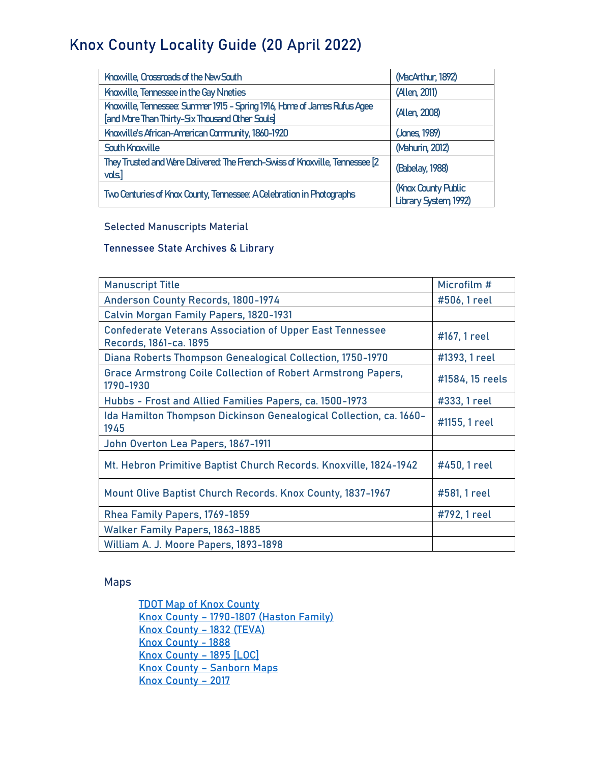# Knox County Locality Guide (20 April 2022)

| | |
|---|---|
| Knoxville, Crossroads of the New South | (MacArthur, 1892) |
| Knoxville, Tennessee in the Gay Nineties | (Allen, 2011) |
| Knoxville, Tennessee: Summer 1915 - Spring 1916, Home of James Rufus Agee [and More Than Thirty-Six Thousand Other Souls] | (Allen, 2008) |
| Knoxville's African-American Community, 1860-1920 | (Jones, 1989) |
| South Knoxville | (Mahurin, 2012) |
| They Trusted and Were Delivered: The French-Swiss of Knoxville, Tennessee [2 vols.] | (Babelay, 1988) |
| Two Centuries of Knox County, Tennessee: A Celebration in Photographs | (Knox County Public Library System, 1992) |

Selected Manuscripts Material

Tennessee State Archives & Library

| Manuscript Title | Microfilm # |
|---|---|
| Anderson County Records, 1800-1974 | #506, 1 reel |
| Calvin Morgan Family Papers, 1820-1931 | |
| Confederate Veterans Association of Upper East Tennessee Records, 1861-ca. 1895 | #167, 1 reel |
| Diana Roberts Thompson Genealogical Collection, 1750-1970 | #1393, 1 reel |
| Grace Armstrong Coile Collection of Robert Armstrong Papers, 1790-1930 | #1584, 15 reels |
| Hubbs - Frost and Allied Families Papers, ca. 1500-1973 | #333, 1 reel |
| Ida Hamilton Thompson Dickinson Genealogical Collection, ca. 1660-1945 | #1155, 1 reel |
| John Overton Lea Papers, 1867-1911 | |
| Mt. Hebron Primitive Baptist Church Records. Knoxville, 1824-1942 | #450, 1 reel |
| Mount Olive Baptist Church Records. Knox County, 1837-1967 | #581, 1 reel |
| Rhea Family Papers, 1769-1859 | #792, 1 reel |
| Walker Family Papers, 1863-1885 | |
| William A. J. Moore Papers, 1893-1898 | |

Maps

- TDOT Map of Knox County
- Knox County – 1790-1807 (Haston Family)
- Knox County – 1832 (TEVA)
- Knox County - 1888
- Knox County – 1895 [LOC]
- Knox County – Sanborn Maps
- Knox County – 2017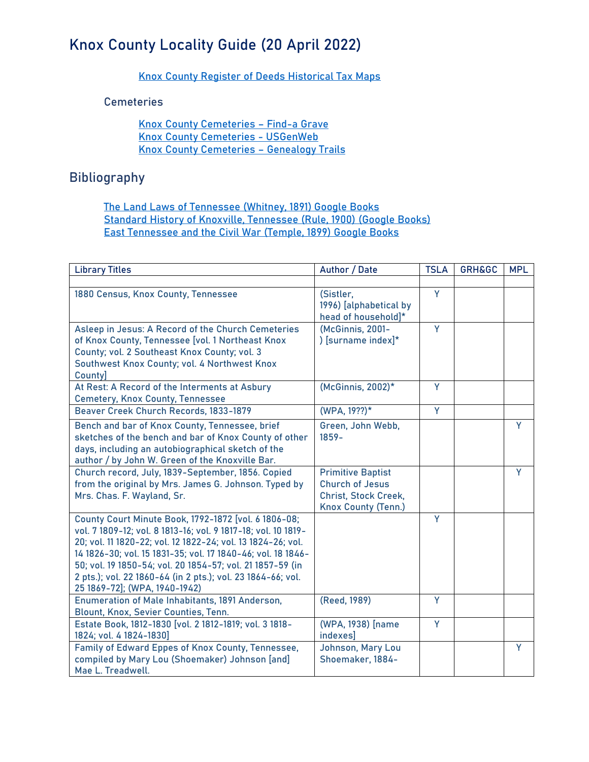# Knox County Locality Guide (20 April 2022)

[Knox County Register of Deeds Historical Tax Maps]

### Cemeteries

[Knox County Cemeteries – Find-a Grave]
[Knox County Cemeteries - USGenWeb]
[Knox County Cemeteries – Genealogy Trails]

## Bibliography

[The Land Laws of Tennessee (Whitney, 1891) Google Books]
[Standard History of Knoxville, Tennessee (Rule, 1900) (Google Books)]
[East Tennessee and the Civil War (Temple, 1899) Google Books]

| Library Titles | Author / Date | TSLA | GRH&GC | MPL |
|---|---|---|---|---|
| | | | | |
| 1880 Census, Knox County, Tennessee | (Sistler, 1996) [alphabetical by head of household]* | Y | | |
| Asleep in Jesus: A Record of the Church Cemeteries of Knox County, Tennessee [vol. 1 Northeast Knox County; vol. 2 Southeast Knox County; vol. 3 Southwest Knox County; vol. 4 Northwest Knox County] | (McGinnis, 2001- ) [surname index]* | Y | | |
| At Rest: A Record of the Interments at Asbury Cemetery, Knox County, Tennessee | (McGinnis, 2002)* | Y | | |
| Beaver Creek Church Records, 1833-1879 | (WPA, 19??)* | Y | | |
| Bench and bar of Knox County, Tennessee, brief sketches of the bench and bar of Knox County of other days, including an autobiographical sketch of the author / by John W. Green of the Knoxville Bar. | Green, John Webb, 1859- | | | Y |
| Church record, July, 1839-September, 1856. Copied from the original by Mrs. James G. Johnson. Typed by Mrs. Chas. F. Wayland, Sr. | Primitive Baptist Church of Jesus Christ, Stock Creek, Knox County (Tenn.) | | | Y |
| County Court Minute Book, 1792-1872 [vol. 6 1806-08; vol. 7 1809-12; vol. 8 1813-16; vol. 9 1817-18; vol. 10 1819-20; vol. 11 1820-22; vol. 12 1822-24; vol. 13 1824-26; vol. 14 1826-30; vol. 15 1831-35; vol. 17 1840-46; vol. 18 1846-50; vol. 19 1850-54; vol. 20 1854-57; vol. 21 1857-59 (in 2 pts.); vol. 22 1860-64 (in 2 pts.); vol. 23 1864-66; vol. 25 1869-72]; (WPA, 1940-1942) | | Y | | |
| Enumeration of Male Inhabitants, 1891 Anderson, Blount, Knox, Sevier Counties, Tenn. | (Reed, 1989) | Y | | |
| Estate Book, 1812-1830 [vol. 2 1812-1819; vol. 3 1818-1824; vol. 4 1824-1830] | (WPA, 1938) [name indexes] | Y | | |
| Family of Edward Eppes of Knox County, Tennessee, compiled by Mary Lou (Shoemaker) Johnson [and] Mae L. Treadwell. | Johnson, Mary Lou Shoemaker, 1884- | | | Y |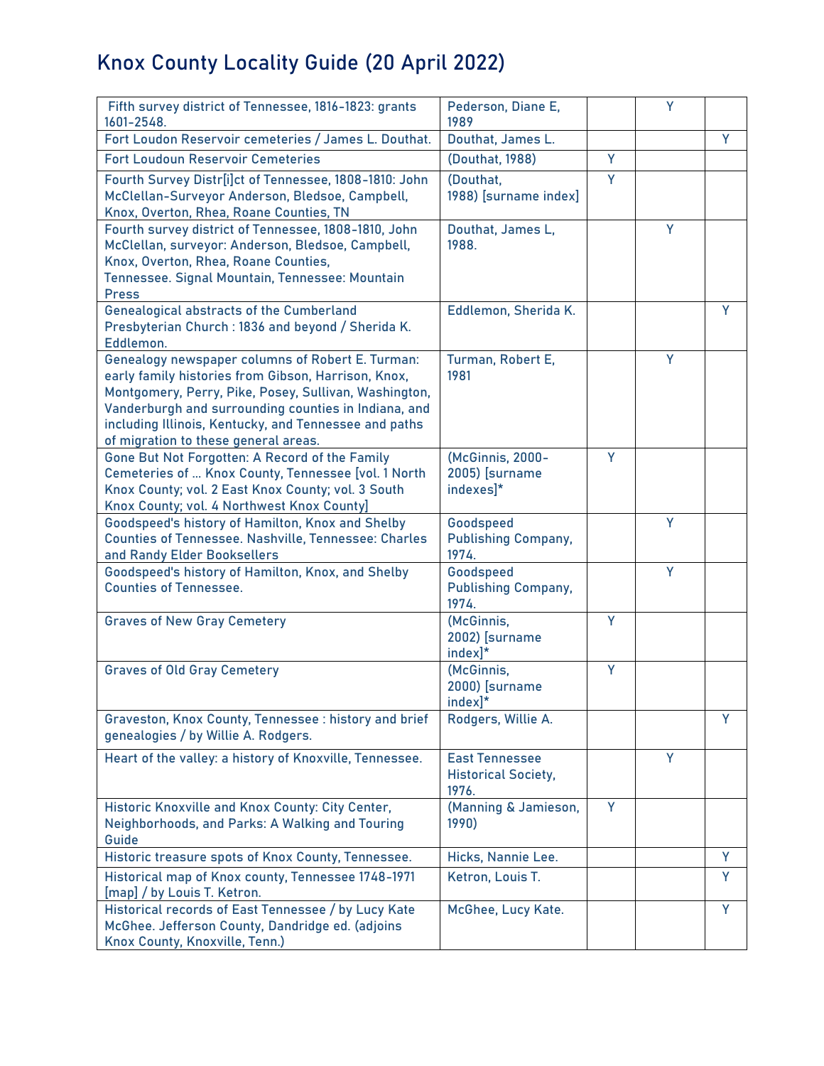# Knox County Locality Guide (20 April 2022)

| | | | | |
|---|---|---|---|---|
| Fifth survey district of Tennessee, 1816-1823: grants 1601-2548. | Pederson, Diane E, 1989 | | Y | |
| Fort Loudon Reservoir cemeteries / James L. Douthat. | Douthat, James L. | | | Y |
| Fort Loudoun Reservoir Cemeteries | (Douthat, 1988) | Y | | |
| Fourth Survey Distr[i]ct of Tennessee, 1808-1810: John McClellan-Surveyor Anderson, Bledsoe, Campbell, Knox, Overton, Rhea, Roane Counties, TN | (Douthat, 1988) [surname index] | Y | | |
| Fourth survey district of Tennessee, 1808-1810, John McClellan, surveyor: Anderson, Bledsoe, Campbell, Knox, Overton, Rhea, Roane Counties, Tennessee. Signal Mountain, Tennessee: Mountain Press | Douthat, James L, 1988. | | Y | |
| Genealogical abstracts of the Cumberland Presbyterian Church : 1836 and beyond / Sherida K. Eddlemon. | Eddlemon, Sherida K. | | | Y |
| Genealogy newspaper columns of Robert E. Turman: early family histories from Gibson, Harrison, Knox, Montgomery, Perry, Pike, Posey, Sullivan, Washington, Vanderburgh and surrounding counties in Indiana, and including Illinois, Kentucky, and Tennessee and paths of migration to these general areas. | Turman, Robert E, 1981 | | Y | |
| Gone But Not Forgotten: A Record of the Family Cemeteries of ... Knox County, Tennessee [vol. 1 North Knox County; vol. 2 East Knox County; vol. 3 South Knox County; vol. 4 Northwest Knox County] | (McGinnis, 2000-2005) [surname indexes]* | Y | | |
| Goodspeed's history of Hamilton, Knox and Shelby Counties of Tennessee. Nashville, Tennessee: Charles and Randy Elder Booksellers | Goodspeed Publishing Company, 1974. | | Y | |
| Goodspeed's history of Hamilton, Knox, and Shelby Counties of Tennessee. | Goodspeed Publishing Company, 1974. | | Y | |
| Graves of New Gray Cemetery | (McGinnis, 2002) [surname index]* | Y | | |
| Graves of Old Gray Cemetery | (McGinnis, 2000) [surname index]* | Y | | |
| Graveston, Knox County, Tennessee : history and brief genealogies / by Willie A. Rodgers. | Rodgers, Willie A. | | | Y |
| Heart of the valley: a history of Knoxville, Tennessee. | East Tennessee Historical Society, 1976. | | Y | |
| Historic Knoxville and Knox County: City Center, Neighborhoods, and Parks: A Walking and Touring Guide | (Manning & Jamieson, 1990) | Y | | |
| Historic treasure spots of Knox County, Tennessee. | Hicks, Nannie Lee. | | | Y |
| Historical map of Knox county, Tennessee 1748-1971 [map] / by Louis T. Ketron. | Ketron, Louis T. | | | Y |
| Historical records of East Tennessee / by Lucy Kate McGhee. Jefferson County, Dandridge ed. (adjoins Knox County, Knoxville, Tenn.) | McGhee, Lucy Kate. | | | Y |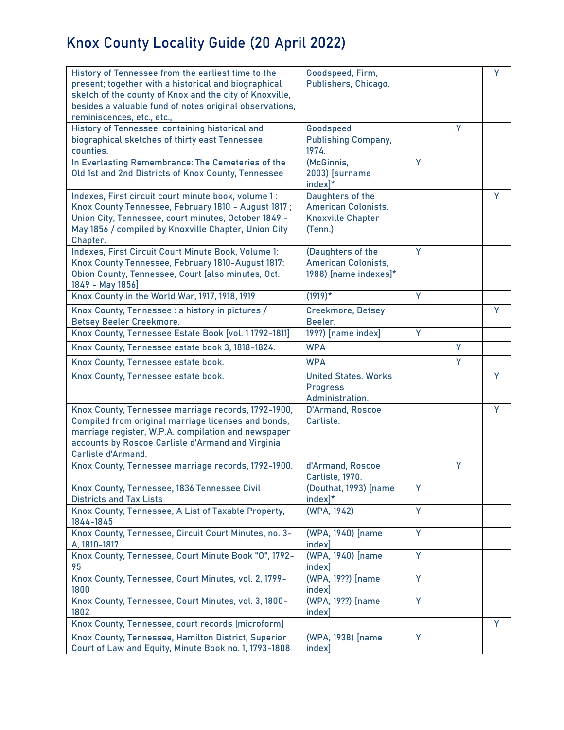# Knox County Locality Guide (20 April 2022)

| | | | | |
|---|---|---|---|---|
| History of Tennessee from the earliest time to the present; together with a historical and biographical sketch of the county of Knox and the city of Knoxville, besides a valuable fund of notes original observations, reminiscences, etc., etc., | Goodspeed, Firm, Publishers, Chicago. | | | Y |
| History of Tennessee: containing historical and biographical sketches of thirty east Tennessee counties. | Goodspeed Publishing Company, 1974. | | Y | |
| In Everlasting Remembrance: The Cemeteries of the Old 1st and 2nd Districts of Knox County, Tennessee | (McGinnis, 2003) [surname index]* | Y | | |
| Indexes, First circuit court minute book, volume 1 : Knox County Tennessee, February 1810 - August 1817 ; Union City, Tennessee, court minutes, October 1849 - May 1856 / compiled by Knoxville Chapter, Union City Chapter. | Daughters of the American Colonists. Knoxville Chapter (Tenn.) | | | Y |
| Indexes, First Circuit Court Minute Book, Volume 1: Knox County Tennessee, February 1810-August 1817: Obion County, Tennessee, Court [also minutes, Oct. 1849 - May 1856] | (Daughters of the American Colonists, 1988) [name indexes]* | Y | | |
| Knox County in the World War, 1917, 1918, 1919 | (1919)* | Y | | |
| Knox County, Tennessee : a history in pictures / Betsey Beeler Creekmore. | Creekmore, Betsey Beeler. | | | Y |
| Knox County, Tennessee Estate Book [vol. 1 1792-1811] | 199?) [name index] | Y | | |
| Knox County, Tennessee estate book 3, 1818-1824. | WPA | | Y | |
| Knox County, Tennessee estate book. | WPA | | Y | |
| Knox County, Tennessee estate book. | United States. Works Progress Administration. | | | Y |
| Knox County, Tennessee marriage records, 1792-1900, Compiled from original marriage licenses and bonds, marriage register, W.P.A. compilation and newspaper accounts by Roscoe Carlisle d'Armand and Virginia Carlisle d'Armand. | D'Armand, Roscoe Carlisle. | | | Y |
| Knox County, Tennessee marriage records, 1792-1900. | d'Armand, Roscoe Carlisle, 1970. | | Y | |
| Knox County, Tennessee, 1836 Tennessee Civil Districts and Tax Lists | (Douthat, 1993) [name index]* | Y | | |
| Knox County, Tennessee, A List of Taxable Property, 1844-1845 | (WPA, 1942) | Y | | |
| Knox County, Tennessee, Circuit Court Minutes, no. 3-A, 1810-1817 | (WPA, 1940) [name index] | Y | | |
| Knox County, Tennessee, Court Minute Book "O", 1792-95 | (WPA, 1940) [name index] | Y | | |
| Knox County, Tennessee, Court Minutes, vol. 2, 1799-1800 | (WPA, 19??) [name index] | Y | | |
| Knox County, Tennessee, Court Minutes, vol. 3, 1800-1802 | (WPA, 19??) [name index] | Y | | |
| Knox County, Tennessee, court records [microform] | | | | Y |
| Knox County, Tennessee, Hamilton District, Superior Court of Law and Equity, Minute Book no. 1, 1793-1808 | (WPA, 1938) [name index] | Y | | |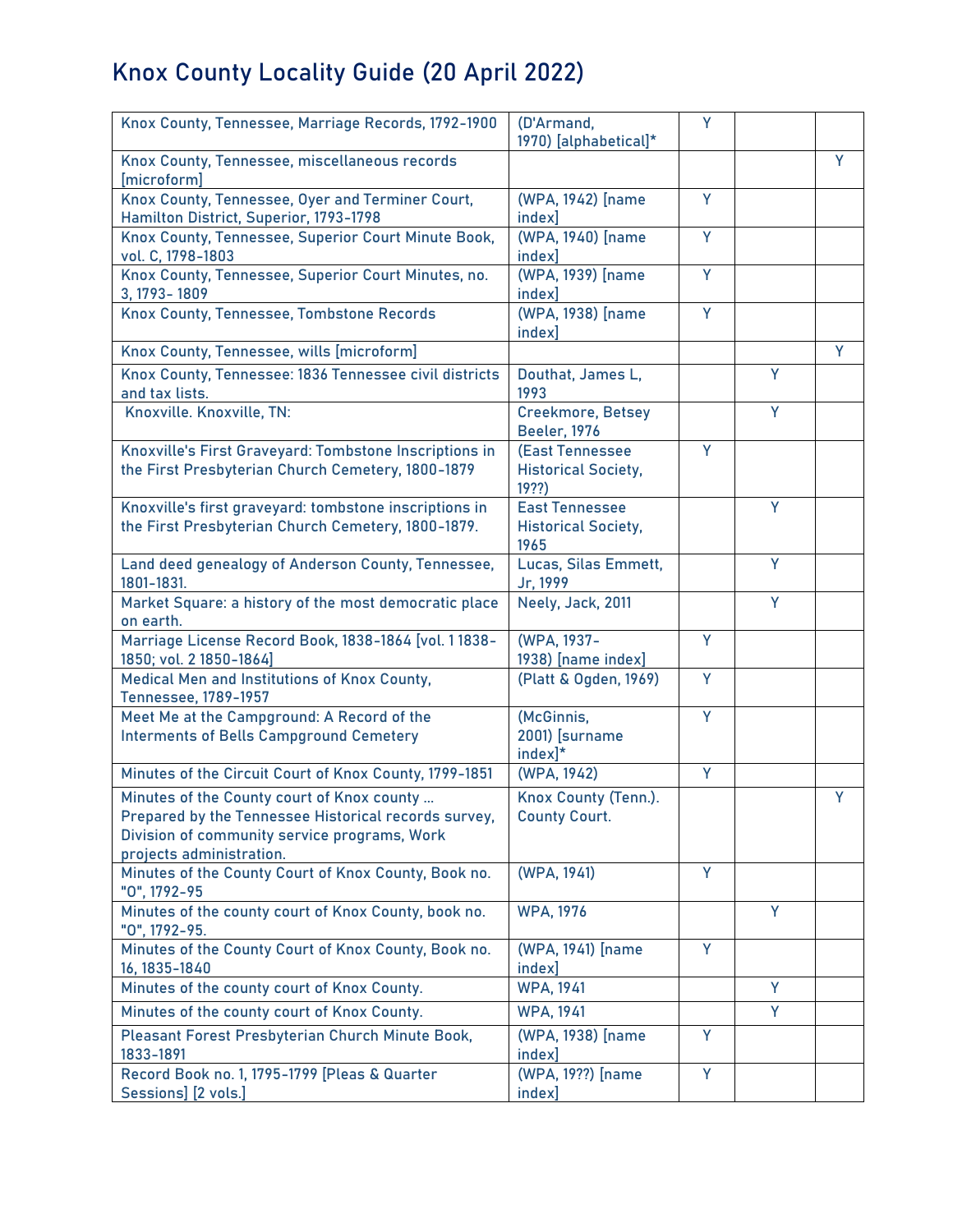# Knox County Locality Guide (20 April 2022)

| | | | | |
|---|---|---|---|---|
| Knox County, Tennessee, Marriage Records, 1792-1900 | (D'Armand, 1970) [alphabetical]* | Y | | |
| Knox County, Tennessee, miscellaneous records [microform] | | | | Y |
| Knox County, Tennessee, Oyer and Terminer Court, Hamilton District, Superior, 1793-1798 | (WPA, 1942) [name index] | Y | | |
| Knox County, Tennessee, Superior Court Minute Book, vol. C, 1798-1803 | (WPA, 1940) [name index] | Y | | |
| Knox County, Tennessee, Superior Court Minutes, no. 3, 1793- 1809 | (WPA, 1939) [name index] | Y | | |
| Knox County, Tennessee, Tombstone Records | (WPA, 1938) [name index] | Y | | |
| Knox County, Tennessee, wills [microform] | | | | Y |
| Knox County, Tennessee: 1836 Tennessee civil districts and tax lists. | Douthat, James L, 1993 | | Y | |
| Knoxville. Knoxville, TN: | Creekmore, Betsey Beeler, 1976 | | Y | |
| Knoxville's First Graveyard: Tombstone Inscriptions in the First Presbyterian Church Cemetery, 1800-1879 | (East Tennessee Historical Society, 19??) | Y | | |
| Knoxville's first graveyard: tombstone inscriptions in the First Presbyterian Church Cemetery, 1800-1879. | East Tennessee Historical Society, 1965 | | Y | |
| Land deed genealogy of Anderson County, Tennessee, 1801-1831. | Lucas, Silas Emmett, Jr, 1999 | | Y | |
| Market Square: a history of the most democratic place on earth. | Neely, Jack, 2011 | | Y | |
| Marriage License Record Book, 1838-1864 [vol. 1 1838-1850; vol. 2 1850-1864] | (WPA, 1937-1938) [name index] | Y | | |
| Medical Men and Institutions of Knox County, Tennessee, 1789-1957 | (Platt & Ogden, 1969) | Y | | |
| Meet Me at the Campground: A Record of the Interments of Bells Campground Cemetery | (McGinnis, 2001) [surname index]* | Y | | |
| Minutes of the Circuit Court of Knox County, 1799-1851 | (WPA, 1942) | Y | | |
| Minutes of the County court of Knox county ... Prepared by the Tennessee Historical records survey, Division of community service programs, Work projects administration. | Knox County (Tenn.). County Court. | | | Y |
| Minutes of the County Court of Knox County, Book no. "O", 1792-95 | (WPA, 1941) | Y | | |
| Minutes of the county court of Knox County, book no. "O", 1792-95. | WPA, 1976 | | Y | |
| Minutes of the County Court of Knox County, Book no. 16, 1835-1840 | (WPA, 1941) [name index] | Y | | |
| Minutes of the county court of Knox County. | WPA, 1941 | | Y | |
| Minutes of the county court of Knox County. | WPA, 1941 | | Y | |
| Pleasant Forest Presbyterian Church Minute Book, 1833-1891 | (WPA, 1938) [name index] | Y | | |
| Record Book no. 1, 1795-1799 [Pleas & Quarter Sessions] [2 vols.] | (WPA, 19??) [name index] | Y | | |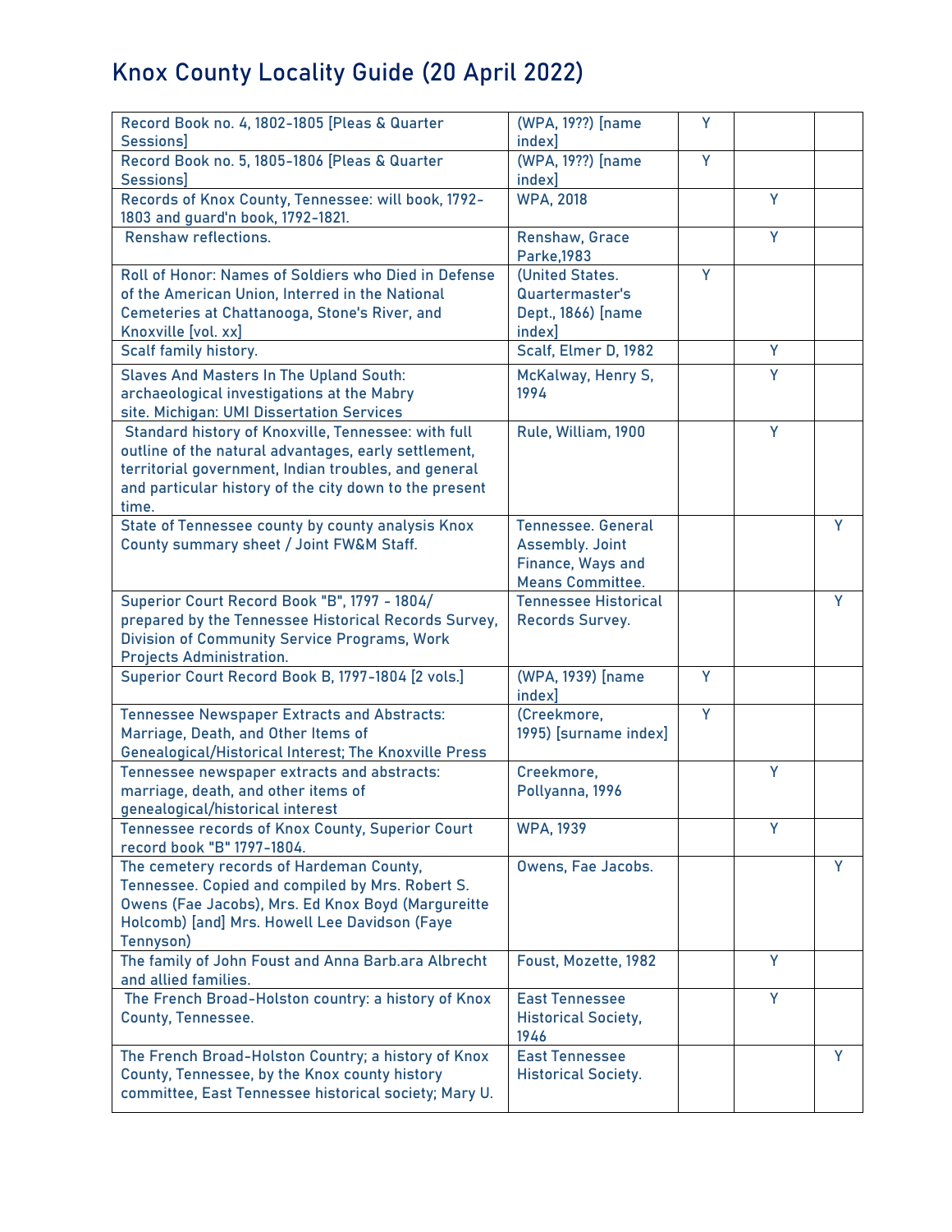# Knox County Locality Guide (20 April 2022)

| | | | | |
|---|---|---|---|---|
| Record Book no. 4, 1802-1805 [Pleas & Quarter Sessions] | (WPA, 19??) [name index] | Y | | |
| Record Book no. 5, 1805-1806 [Pleas & Quarter Sessions] | (WPA, 19??) [name index] | Y | | |
| Records of Knox County, Tennessee: will book, 1792-1803 and guard'n book, 1792-1821. | WPA, 2018 | | Y | |
| Renshaw reflections. | Renshaw, Grace Parke,1983 | | Y | |
| Roll of Honor: Names of Soldiers who Died in Defense of the American Union, Interred in the National Cemeteries at Chattanooga, Stone's River, and Knoxville [vol. xx] | (United States. Quartermaster's Dept., 1866) [name index] | Y | | |
| Scalf family history. | Scalf, Elmer D, 1982 | | Y | |
| Slaves And Masters In The Upland South: archaeological investigations at the Mabry site. Michigan: UMI Dissertation Services | McKalway, Henry S, 1994 | | Y | |
| Standard history of Knoxville, Tennessee: with full outline of the natural advantages, early settlement, territorial government, Indian troubles, and general and particular history of the city down to the present time. | Rule, William, 1900 | | Y | |
| State of Tennessee county by county analysis Knox County summary sheet / Joint FW&M Staff. | Tennessee. General Assembly. Joint Finance, Ways and Means Committee. | | | Y |
| Superior Court Record Book "B", 1797 - 1804/ prepared by the Tennessee Historical Records Survey, Division of Community Service Programs, Work Projects Administration. | Tennessee Historical Records Survey. | | | Y |
| Superior Court Record Book B, 1797-1804 [2 vols.] | (WPA, 1939) [name index] | Y | | |
| Tennessee Newspaper Extracts and Abstracts: Marriage, Death, and Other Items of Genealogical/Historical Interest; The Knoxville Press | (Creekmore, 1995) [surname index] | Y | | |
| Tennessee newspaper extracts and abstracts: marriage, death, and other items of genealogical/historical interest | Creekmore, Pollyanna, 1996 | | Y | |
| Tennessee records of Knox County, Superior Court record book "B" 1797-1804. | WPA, 1939 | | Y | |
| The cemetery records of Hardeman County, Tennessee. Copied and compiled by Mrs. Robert S. Owens (Fae Jacobs), Mrs. Ed Knox Boyd (Margureitte Holcomb) [and] Mrs. Howell Lee Davidson (Faye Tennyson) | Owens, Fae Jacobs. | | | Y |
| The family of John Foust and Anna Barb.ara Albrecht and allied families. | Foust, Mozette, 1982 | | Y | |
| The French Broad-Holston country: a history of Knox County, Tennessee. | East Tennessee Historical Society, 1946 | | Y | |
| The French Broad-Holston Country; a history of Knox County, Tennessee, by the Knox county history committee, East Tennessee historical society; Mary U. | East Tennessee Historical Society. | | | Y |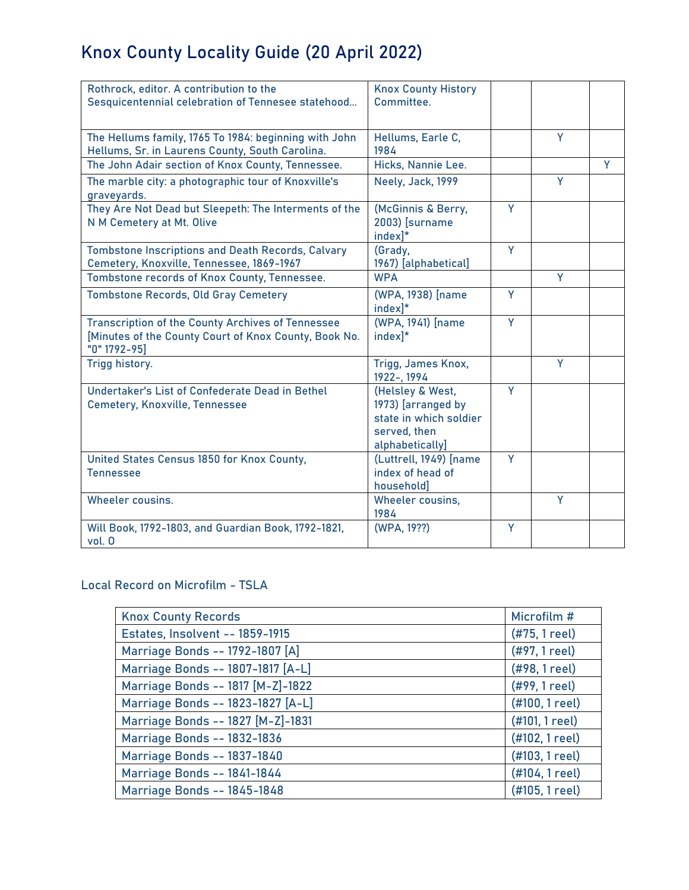# Knox County Locality Guide (20 April 2022)

| | | | | |
|---|---|---|---|---|
| Rothrock, editor. A contribution to the Sesquicentennial celebration of Tennesee statehood… | Knox County History Committee. | | | |
| The Hellums family, 1765 To 1984: beginning with John Hellums, Sr. in Laurens County, South Carolina. | Hellums, Earle C, 1984 | | Y | |
| The John Adair section of Knox County, Tennessee. | Hicks, Nannie Lee. | | | Y |
| The marble city: a photographic tour of Knoxville's graveyards. | Neely, Jack, 1999 | | Y | |
| They Are Not Dead but Sleepeth: The Interments of the N M Cemetery at Mt. Olive | (McGinnis & Berry, 2003) [surname index]* | Y | | |
| Tombstone Inscriptions and Death Records, Calvary Cemetery, Knoxville, Tennessee, 1869-1967 | (Grady, 1967) [alphabetical] | Y | | |
| Tombstone records of Knox County, Tennessee. | WPA | | Y | |
| Tombstone Records, Old Gray Cemetery | (WPA, 1938) [name index]* | Y | | |
| Transcription of the County Archives of Tennessee [Minutes of the County Court of Knox County, Book No. "0" 1792-95] | (WPA, 1941) [name index]* | Y | | |
| Trigg history. | Trigg, James Knox, 1922-, 1994 | | Y | |
| Undertaker's List of Confederate Dead in Bethel Cemetery, Knoxville, Tennessee | (Helsley & West, 1973) [arranged by state in which soldier served, then alphabetically] | Y | | |
| United States Census 1850 for Knox County, Tennessee | (Luttrell, 1949) [name index of head of household] | Y | | |
| Wheeler cousins. | Wheeler cousins, 1984 | | Y | |
| Will Book, 1792-1803, and Guardian Book, 1792-1821, vol. 0 | (WPA, 19??) | Y | | |

## Local Record on Microfilm - TSLA

| Knox County Records | Microfilm # |
|---|---|
| Estates, Insolvent -- 1859-1915 | (#75, 1 reel) |
| Marriage Bonds -- 1792-1807 [A] | (#97, 1 reel) |
| Marriage Bonds -- 1807-1817 [A-L] | (#98, 1 reel) |
| Marriage Bonds -- 1817 [M-Z]-1822 | (#99, 1 reel) |
| Marriage Bonds -- 1823-1827 [A-L] | (#100, 1 reel) |
| Marriage Bonds -- 1827 [M-Z]-1831 | (#101, 1 reel) |
| Marriage Bonds -- 1832-1836 | (#102, 1 reel) |
| Marriage Bonds -- 1837-1840 | (#103, 1 reel) |
| Marriage Bonds -- 1841-1844 | (#104, 1 reel) |
| Marriage Bonds -- 1845-1848 | (#105, 1 reel) |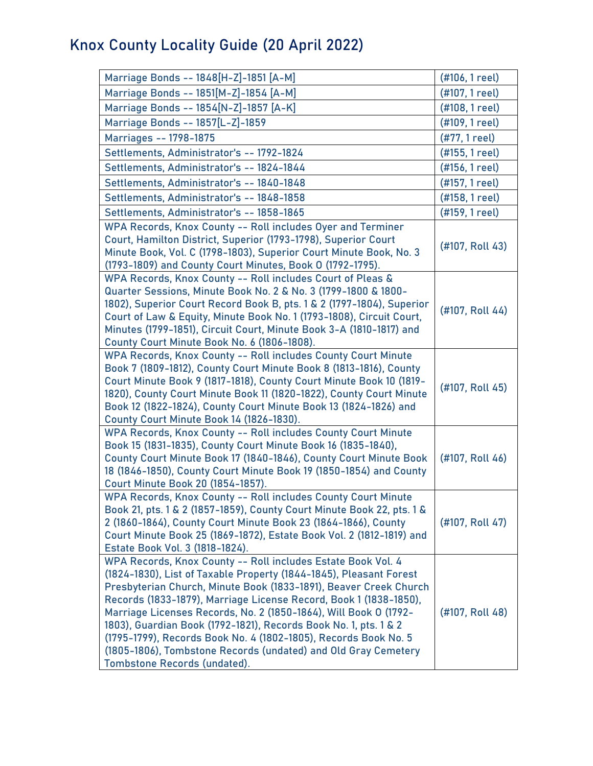# Knox County Locality Guide (20 April 2022)

| | |
|---|---|
| Marriage Bonds -- 1848[H-Z]-1851 [A-M] | (#106, 1 reel) |
| Marriage Bonds -- 1851[M-Z]-1854 [A-M] | (#107, 1 reel) |
| Marriage Bonds -- 1854[N-Z]-1857 [A-K] | (#108, 1 reel) |
| Marriage Bonds -- 1857[L-Z]-1859 | (#109, 1 reel) |
| Marriages -- 1798-1875 | (#77, 1 reel) |
| Settlements, Administrator's -- 1792-1824 | (#155, 1 reel) |
| Settlements, Administrator's -- 1824-1844 | (#156, 1 reel) |
| Settlements, Administrator's -- 1840-1848 | (#157, 1 reel) |
| Settlements, Administrator's -- 1848-1858 | (#158, 1 reel) |
| Settlements, Administrator's -- 1858-1865 | (#159, 1 reel) |
| WPA Records, Knox County -- Roll includes Oyer and Terminer Court, Hamilton District, Superior (1793-1798), Superior Court Minute Book, Vol. C (1798-1803), Superior Court Minute Book, No. 3 (1793-1809) and County Court Minutes, Book O (1792-1795). | (#107, Roll 43) |
| WPA Records, Knox County -- Roll includes Court of Pleas & Quarter Sessions, Minute Book No. 2 & No. 3 (1799-1800 & 1800-1802), Superior Court Record Book B, pts. 1 & 2 (1797-1804), Superior Court of Law & Equity, Minute Book No. 1 (1793-1808), Circuit Court, Minutes (1799-1851), Circuit Court, Minute Book 3-A (1810-1817) and County Court Minute Book No. 6 (1806-1808). | (#107, Roll 44) |
| WPA Records, Knox County -- Roll includes County Court Minute Book 7 (1809-1812), County Court Minute Book 8 (1813-1816), County Court Minute Book 9 (1817-1818), County Court Minute Book 10 (1819-1820), County Court Minute Book 11 (1820-1822), County Court Minute Book 12 (1822-1824), County Court Minute Book 13 (1824-1826) and County Court Minute Book 14 (1826-1830). | (#107, Roll 45) |
| WPA Records, Knox County -- Roll includes County Court Minute Book 15 (1831-1835), County Court Minute Book 16 (1835-1840), County Court Minute Book 17 (1840-1846), County Court Minute Book 18 (1846-1850), County Court Minute Book 19 (1850-1854) and County Court Minute Book 20 (1854-1857). | (#107, Roll 46) |
| WPA Records, Knox County -- Roll includes County Court Minute Book 21, pts. 1 & 2 (1857-1859), County Court Minute Book 22, pts. 1 & 2 (1860-1864), County Court Minute Book 23 (1864-1866), County Court Minute Book 25 (1869-1872), Estate Book Vol. 2 (1812-1819) and Estate Book Vol. 3 (1818-1824). | (#107, Roll 47) |
| WPA Records, Knox County -- Roll includes Estate Book Vol. 4 (1824-1830), List of Taxable Property (1844-1845), Pleasant Forest Presbyterian Church, Minute Book (1833-1891), Beaver Creek Church Records (1833-1879), Marriage License Record, Book 1 (1838-1850), Marriage Licenses Records, No. 2 (1850-1864), Will Book O (1792-1803), Guardian Book (1792-1821), Records Book No. 1, pts. 1 & 2 (1795-1799), Records Book No. 4 (1802-1805), Records Book No. 5 (1805-1806), Tombstone Records (undated) and Old Gray Cemetery Tombstone Records (undated). | (#107, Roll 48) |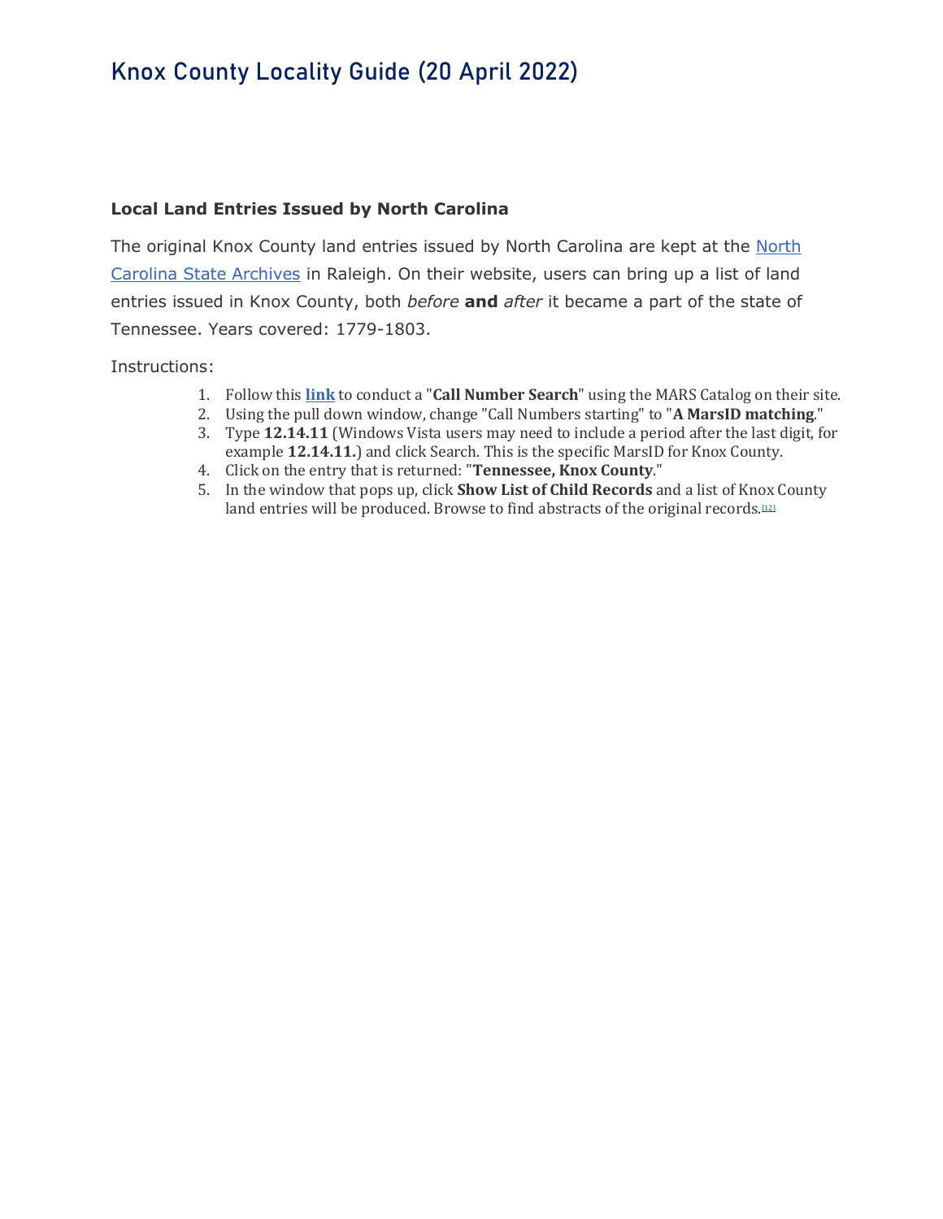# Knox County Locality Guide (20 April 2022)

### Local Land Entries Issued by North Carolina

The original Knox County land entries issued by North Carolina are kept at the North Carolina State Archives in Raleigh. On their website, users can bring up a list of land entries issued in Knox County, both *before* **and** *after* it became a part of the state of Tennessee. Years covered: 1779-1803.

Instructions:

1. Follow this **link** to conduct a "**Call Number Search**" using the MARS Catalog on their site.
2. Using the pull down window, change "Call Numbers starting" to "**A MarsID matching**."
3. Type **12.14.11** (Windows Vista users may need to include a period after the last digit, for example **12.14.11.**) and click Search. This is the specific MarsID for Knox County.
4. Click on the entry that is returned: "**Tennessee, Knox County**."
5. In the window that pops up, click **Show List of Child Records** and a list of Knox County land entries will be produced. Browse to find abstracts of the original records.[12]